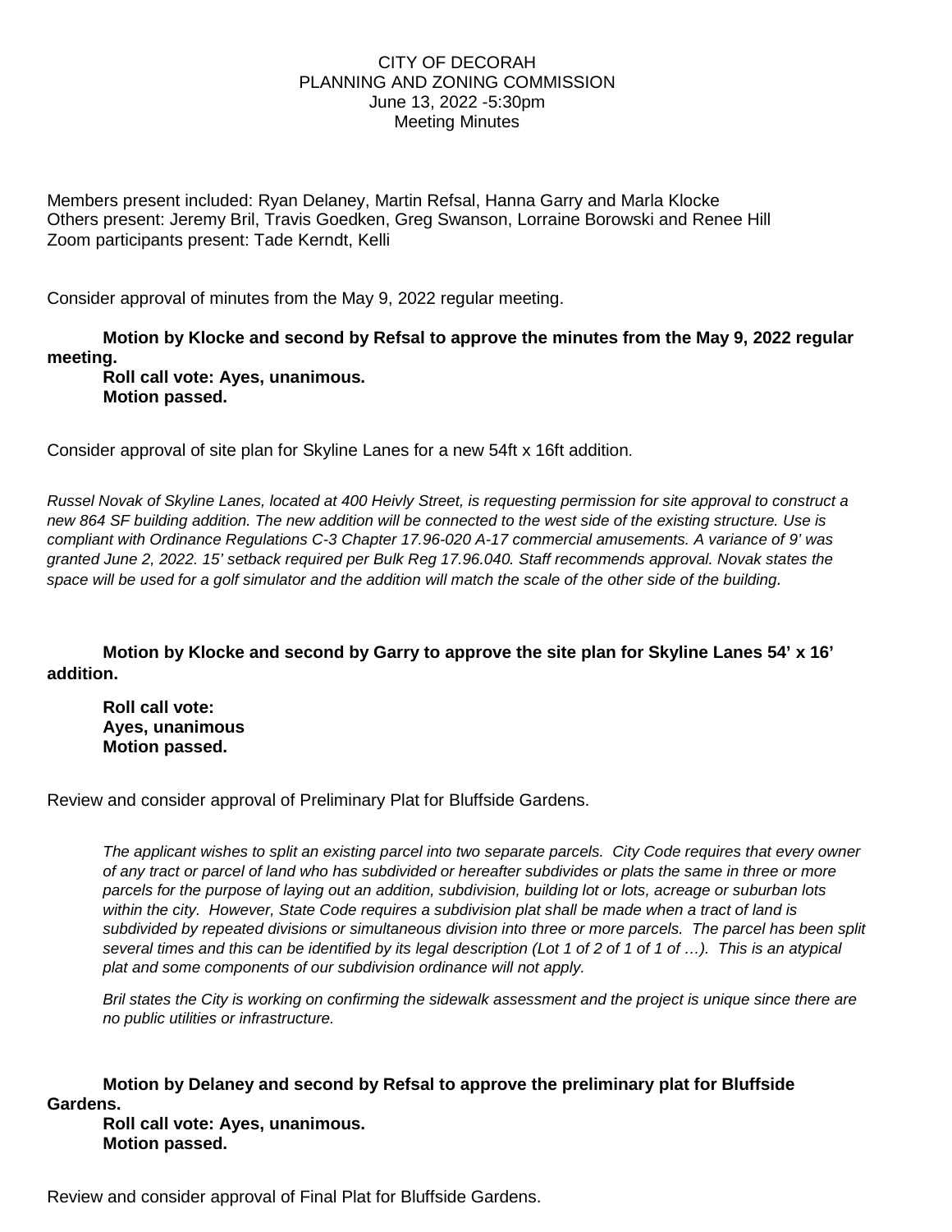CITY OF DECORAH
PLANNING AND ZONING COMMISSION
June 13, 2022 -5:30pm
Meeting Minutes

Members present included: Ryan Delaney, Martin Refsal, Hanna Garry and Marla Klocke
Others present: Jeremy Bril, Travis Goedken, Greg Swanson, Lorraine Borowski and Renee Hill
Zoom participants present: Tade Kerndt, Kelli

Consider approval of minutes from the May 9, 2022 regular meeting.

**Motion by Klocke and second by Refsal to approve the minutes from the May 9, 2022 regular meeting.**
**Roll call vote: Ayes, unanimous.**
**Motion passed.**

Consider approval of site plan for Skyline Lanes for a new 54ft x 16ft addition.

*Russel Novak of Skyline Lanes, located at 400 Heivly Street, is requesting permission for site approval to construct a new 864 SF building addition. The new addition will be connected to the west side of the existing structure. Use is compliant with Ordinance Regulations C-3 Chapter 17.96-020 A-17 commercial amusements. A variance of 9' was granted June 2, 2022. 15' setback required per Bulk Reg 17.96.040. Staff recommends approval. Novak states the space will be used for a golf simulator and the addition will match the scale of the other side of the building.*

**Motion by Klocke and second by Garry to approve the site plan for Skyline Lanes 54' x 16' addition.**

**Roll call vote:**
**Ayes, unanimous**
**Motion passed.**

Review and consider approval of Preliminary Plat for Bluffside Gardens.

*The applicant wishes to split an existing parcel into two separate parcels. City Code requires that every owner of any tract or parcel of land who has subdivided or hereafter subdivides or plats the same in three or more parcels for the purpose of laying out an addition, subdivision, building lot or lots, acreage or suburban lots within the city. However, State Code requires a subdivision plat shall be made when a tract of land is subdivided by repeated divisions or simultaneous division into three or more parcels. The parcel has been split several times and this can be identified by its legal description (Lot 1 of 2 of 1 of 1 of …). This is an atypical plat and some components of our subdivision ordinance will not apply.*

*Bril states the City is working on confirming the sidewalk assessment and the project is unique since there are no public utilities or infrastructure.*

**Motion by Delaney and second by Refsal to approve the preliminary plat for Bluffside Gardens.**
**Roll call vote: Ayes, unanimous.**
**Motion passed.**

Review and consider approval of Final Plat for Bluffside Gardens.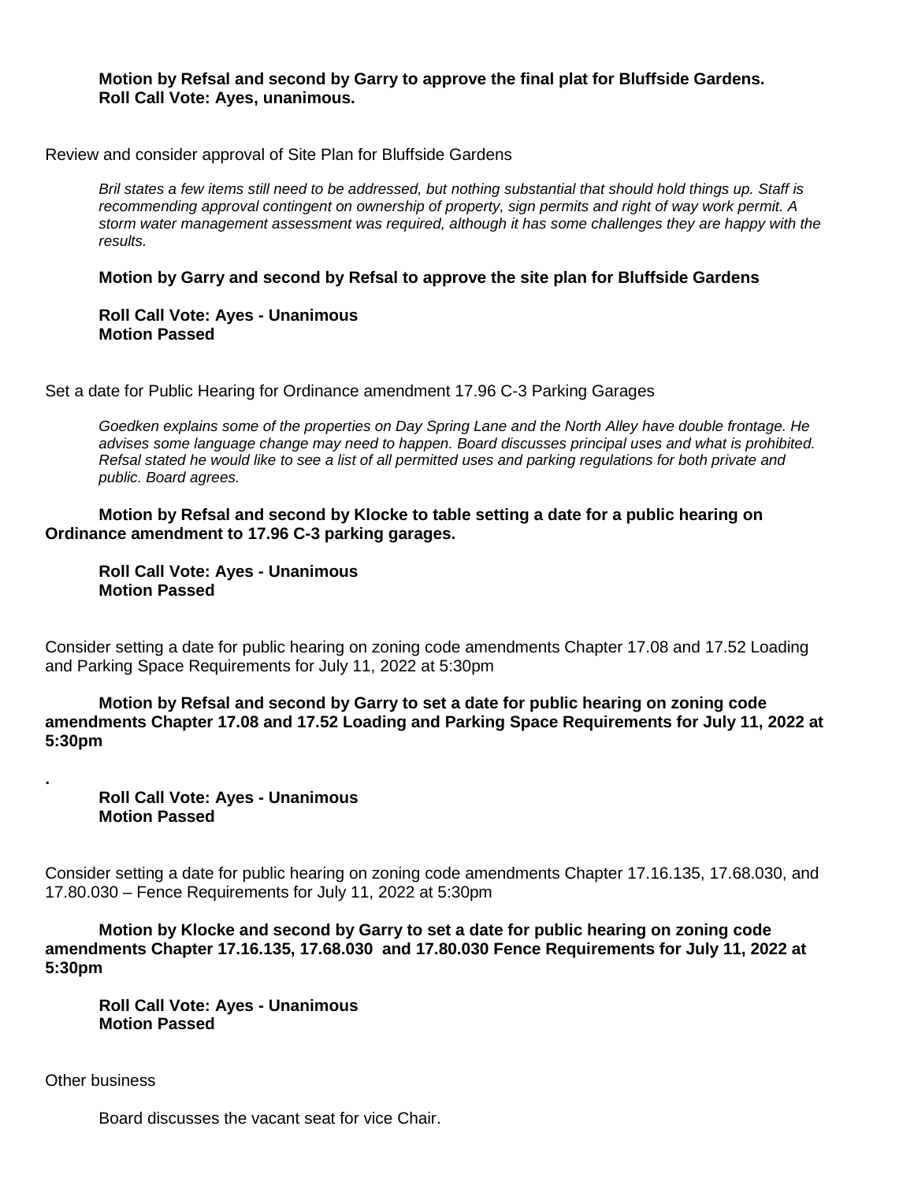**Motion by Refsal and second by Garry to approve the final plat for Bluffside Gardens.**
**Roll Call Vote: Ayes, unanimous.**

Review and consider approval of Site Plan for Bluffside Gardens

*Bril states a few items still need to be addressed, but nothing substantial that should hold things up. Staff is recommending approval contingent on ownership of property, sign permits and right of way work permit. A storm water management assessment was required, although it has some challenges they are happy with the results.*

**Motion by Garry and second by Refsal to approve the site plan for Bluffside Gardens**

**Roll Call Vote: Ayes - Unanimous**
**Motion Passed**

Set a date for Public Hearing for Ordinance amendment 17.96 C-3 Parking Garages

*Goedken explains some of the properties on Day Spring Lane and the North Alley have double frontage. He advises some language change may need to happen. Board discusses principal uses and what is prohibited. Refsal stated he would like to see a list of all permitted uses and parking regulations for both private and public. Board agrees.*

**Motion by Refsal and second by Klocke to table setting a date for a public hearing on Ordinance amendment to 17.96 C-3 parking garages.**

**Roll Call Vote: Ayes - Unanimous**
**Motion Passed**

Consider setting a date for public hearing on zoning code amendments Chapter 17.08 and 17.52 Loading and Parking Space Requirements for July 11, 2022 at 5:30pm

**Motion by Refsal and second by Garry to set a date for public hearing on zoning code amendments Chapter 17.08 and 17.52 Loading and Parking Space Requirements for July 11, 2022 at 5:30pm**

.

**Roll Call Vote: Ayes - Unanimous**
**Motion Passed**

Consider setting a date for public hearing on zoning code amendments Chapter 17.16.135, 17.68.030, and 17.80.030 – Fence Requirements for July 11, 2022 at 5:30pm

**Motion by Klocke and second by Garry to set a date for public hearing on zoning code amendments Chapter 17.16.135, 17.68.030 and 17.80.030 Fence Requirements for July 11, 2022 at 5:30pm**

**Roll Call Vote: Ayes - Unanimous**
**Motion Passed**

Other business

Board discusses the vacant seat for vice Chair.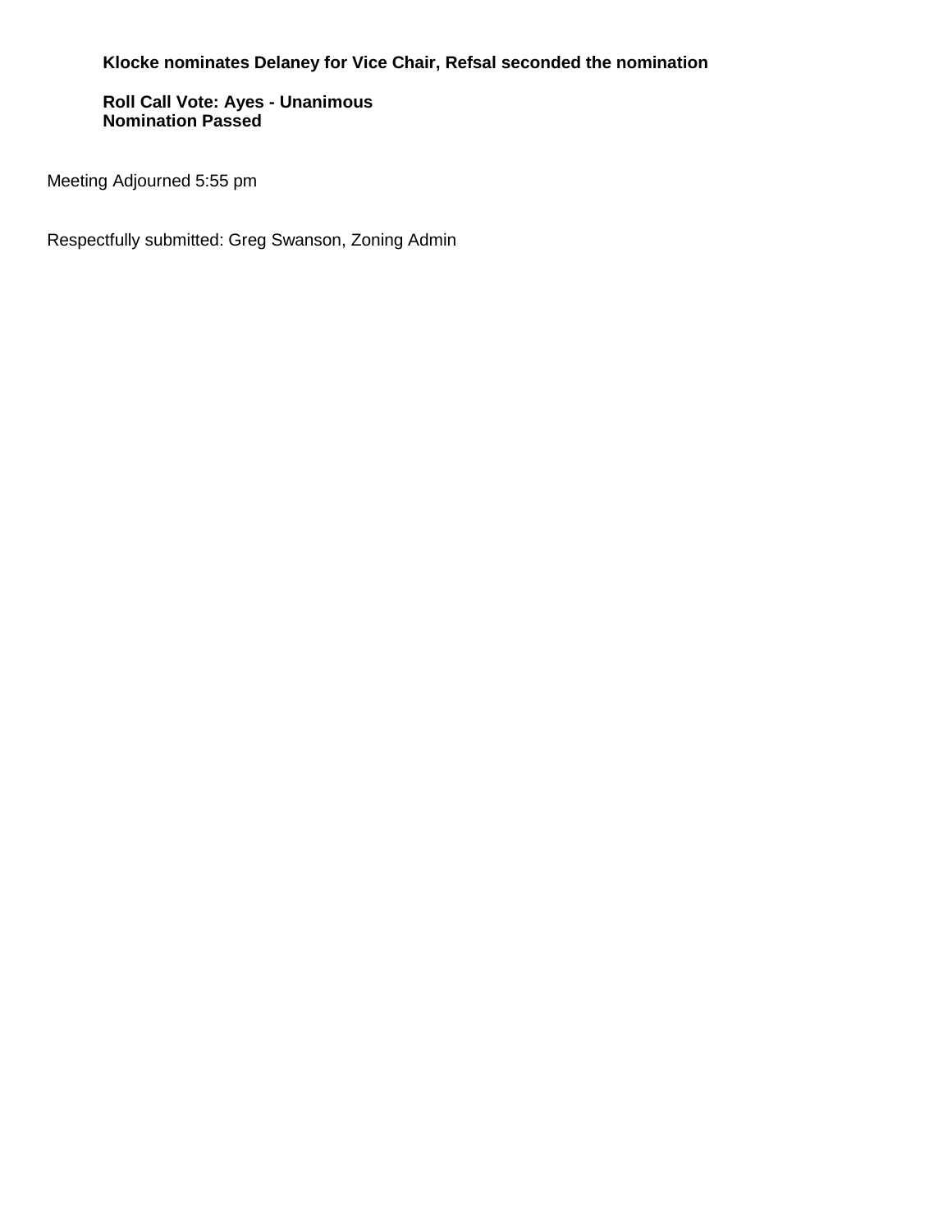**Klocke nominates Delaney for Vice Chair, Refsal seconded the nomination**

**Roll Call Vote: Ayes - Unanimous**
**Nomination Passed**

Meeting Adjourned 5:55 pm

Respectfully submitted: Greg Swanson, Zoning Admin